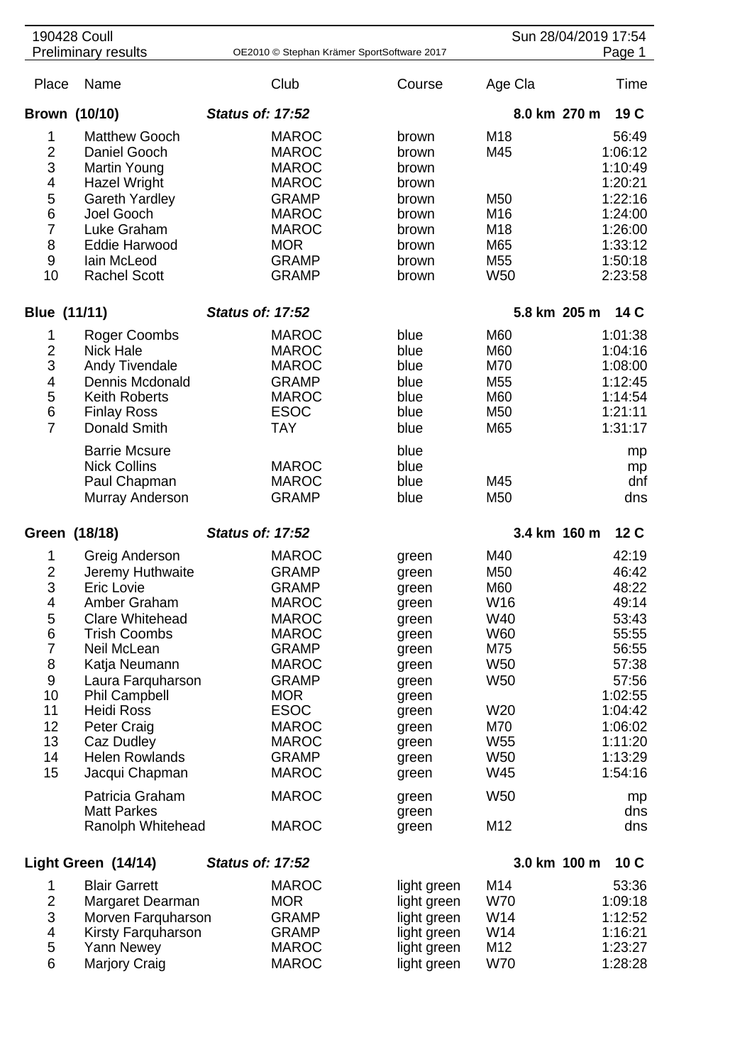190428 Coull

Preliminary results

OE2010 © Stephan Krämer SportSoftware 2017

Sun 28/04/2019 17:54

| Place | Name | Club | Course | Age Cla | Time |
|---|---|---|---|---|---|
| **Brown (10/10)** | | ***Status of: 17:52*** | | **8.0 km 270 m** | **19 C** |
| 1 | Matthew Gooch | MAROC | brown | M18 | 56:49 |
| 2 | Daniel Gooch | MAROC | brown | M45 | 1:06:12 |
| 3 | Martin Young | MAROC | brown | | 1:10:49 |
| 4 | Hazel Wright | MAROC | brown | | 1:20:21 |
| 5 | Gareth Yardley | GRAMP | brown | M50 | 1:22:16 |
| 6 | Joel Gooch | MAROC | brown | M16 | 1:24:00 |
| 7 | Luke Graham | MAROC | brown | M18 | 1:26:00 |
| 8 | Eddie Harwood | MOR | brown | M65 | 1:33:12 |
| 9 | Iain McLeod | GRAMP | brown | M55 | 1:50:18 |
| 10 | Rachel Scott | GRAMP | brown | W50 | 2:23:58 |
| **Blue (11/11)** | | ***Status of: 17:52*** | | **5.8 km 205 m** | **14 C** |
| 1 | Roger Coombs | MAROC | blue | M60 | 1:01:38 |
| 2 | Nick Hale | MAROC | blue | M60 | 1:04:16 |
| 3 | Andy Tivendale | MAROC | blue | M70 | 1:08:00 |
| 4 | Dennis Mcdonald | GRAMP | blue | M55 | 1:12:45 |
| 5 | Keith Roberts | MAROC | blue | M60 | 1:14:54 |
| 6 | Finlay Ross | ESOC | blue | M50 | 1:21:11 |
| 7 | Donald Smith | TAY | blue | M65 | 1:31:17 |
| | Barrie Mcsure | | blue | | mp |
| | Nick Collins | MAROC | blue | | mp |
| | Paul Chapman | MAROC | blue | M45 | dnf |
| | Murray Anderson | GRAMP | blue | M50 | dns |
| **Green (18/18)** | | ***Status of: 17:52*** | | **3.4 km 160 m** | **12 C** |
| 1 | Greig Anderson | MAROC | green | M40 | 42:19 |
| 2 | Jeremy Huthwaite | GRAMP | green | M50 | 46:42 |
| 3 | Eric Lovie | GRAMP | green | M60 | 48:22 |
| 4 | Amber Graham | MAROC | green | W16 | 49:14 |
| 5 | Clare Whitehead | MAROC | green | W40 | 53:43 |
| 6 | Trish Coombs | MAROC | green | W60 | 55:55 |
| 7 | Neil McLean | GRAMP | green | M75 | 56:55 |
| 8 | Katja Neumann | MAROC | green | W50 | 57:38 |
| 9 | Laura Farquharson | GRAMP | green | W50 | 57:56 |
| 10 | Phil Campbell | MOR | green | | 1:02:55 |
| 11 | Heidi Ross | ESOC | green | W20 | 1:04:42 |
| 12 | Peter Craig | MAROC | green | M70 | 1:06:02 |
| 13 | Caz Dudley | MAROC | green | W55 | 1:11:20 |
| 14 | Helen Rowlands | GRAMP | green | W50 | 1:13:29 |
| 15 | Jacqui Chapman | MAROC | green | W45 | 1:54:16 |
| | Patricia Graham | MAROC | green | W50 | mp |
| | Matt Parkes | | green | | dns |
| | Ranolph Whitehead | MAROC | green | M12 | dns |
| **Light Green (14/14)** | | ***Status of: 17:52*** | | **3.0 km 100 m** | **10 C** |
| 1 | Blair Garrett | MAROC | light green | M14 | 53:36 |
| 2 | Margaret Dearman | MOR | light green | W70 | 1:09:18 |
| 3 | Morven Farquharson | GRAMP | light green | W14 | 1:12:52 |
| 4 | Kirsty Farquharson | GRAMP | light green | W14 | 1:16:21 |
| 5 | Yann Newey | MAROC | light green | M12 | 1:23:27 |
| 6 | Marjory Craig | MAROC | light green | W70 | 1:28:28 |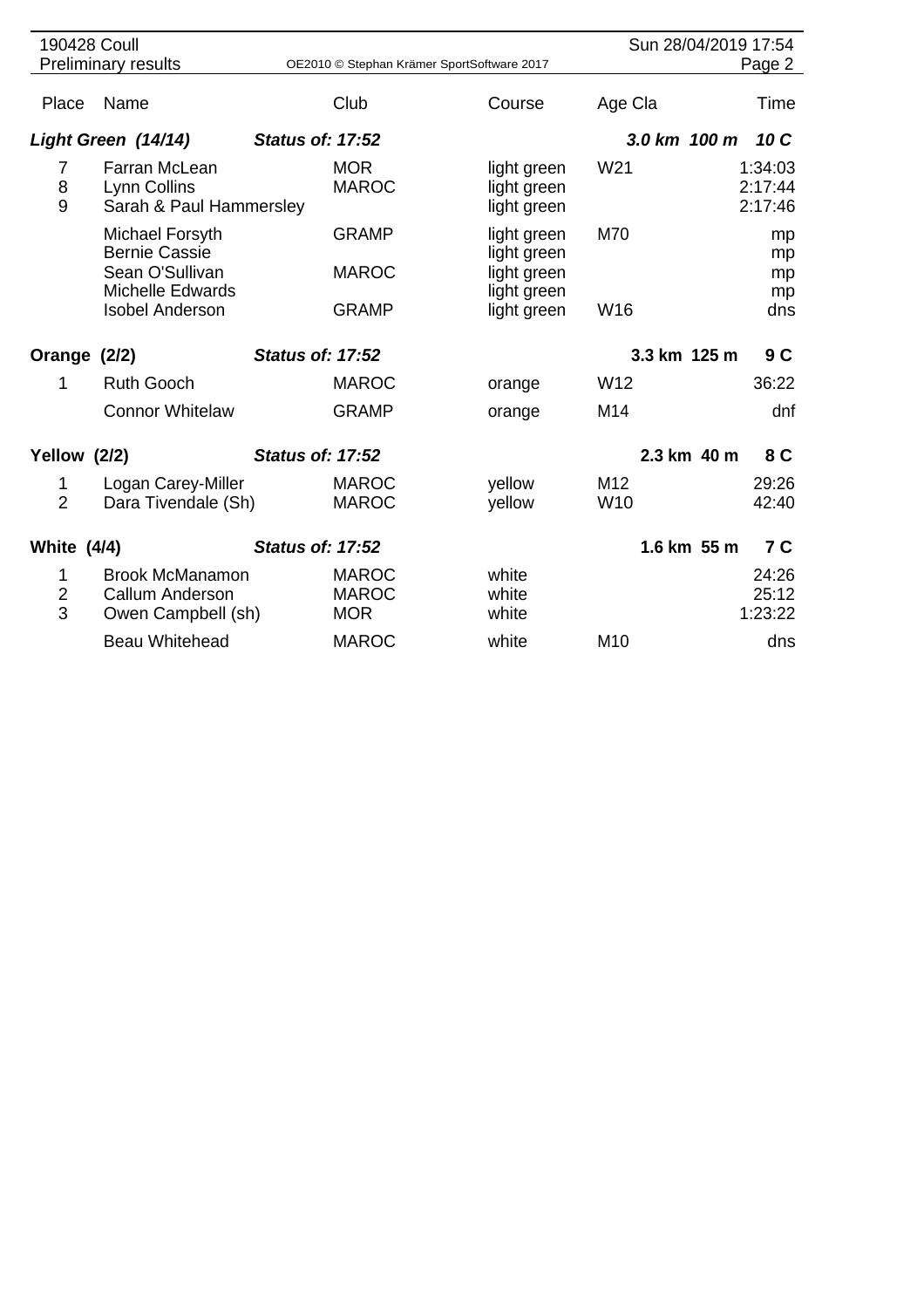| Place | Name | Club | Course | Age Cla | Time |
|---|---|---|---|---|---|
| ***Light Green (14/14)*** | ***Status of: 17:52*** | | | ***3.0 km 100 m*** | ***10 C*** |
| 7 | Farran McLean | MOR | light green | W21 | 1:34:03 |
| 8 | Lynn Collins | MAROC | light green | | 2:17:44 |
| 9 | Sarah & Paul Hammersley | | light green | | 2:17:46 |
| | Michael Forsyth | GRAMP | light green | M70 | mp |
| | Bernie Cassie | | light green | | mp |
| | Sean O'Sullivan | MAROC | light green | | mp |
| | Michelle Edwards | | light green | | mp |
| | Isobel Anderson | GRAMP | light green | W16 | dns |
| **Orange (2/2)** | ***Status of: 17:52*** | | | **3.3 km 125 m** | **9 C** |
| 1 | Ruth Gooch | MAROC | orange | W12 | 36:22 |
| | Connor Whitelaw | GRAMP | orange | M14 | dnf |
| **Yellow (2/2)** | ***Status of: 17:52*** | | | **2.3 km 40 m** | **8 C** |
| 1 | Logan Carey-Miller | MAROC | yellow | M12 | 29:26 |
| 2 | Dara Tivendale (Sh) | MAROC | yellow | W10 | 42:40 |
| **White (4/4)** | ***Status of: 17:52*** | | | **1.6 km 55 m** | **7 C** |
| 1 | Brook McManamon | MAROC | white | | 24:26 |
| 2 | Callum Anderson | MAROC | white | | 25:12 |
| 3 | Owen Campbell (sh) | MOR | white | | 1:23:22 |
| | Beau Whitehead | MAROC | white | M10 | dns |